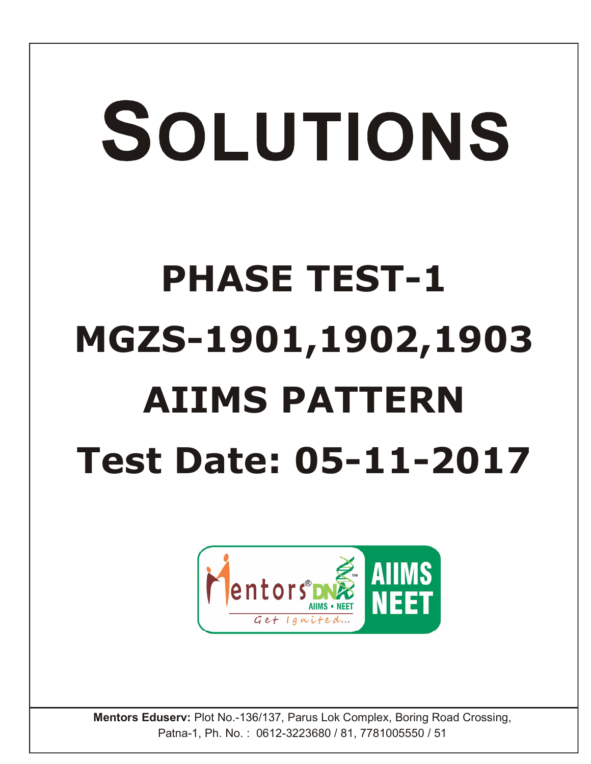# SOLUTIONS

## PHASE TEST-1

## MGZS-1901,1902,1903

## AIIMS PATTERN

## Test Date: 05-11-2017

Mentors® DNA™ AIIMS • NEET
Get Ignited...
AIIMS NEET

**Mentors Eduserv:** Plot No.-136/137, Parus Lok Complex, Boring Road Crossing, Patna-1, Ph. No. : 0612-3223680 / 81, 7781005550 / 51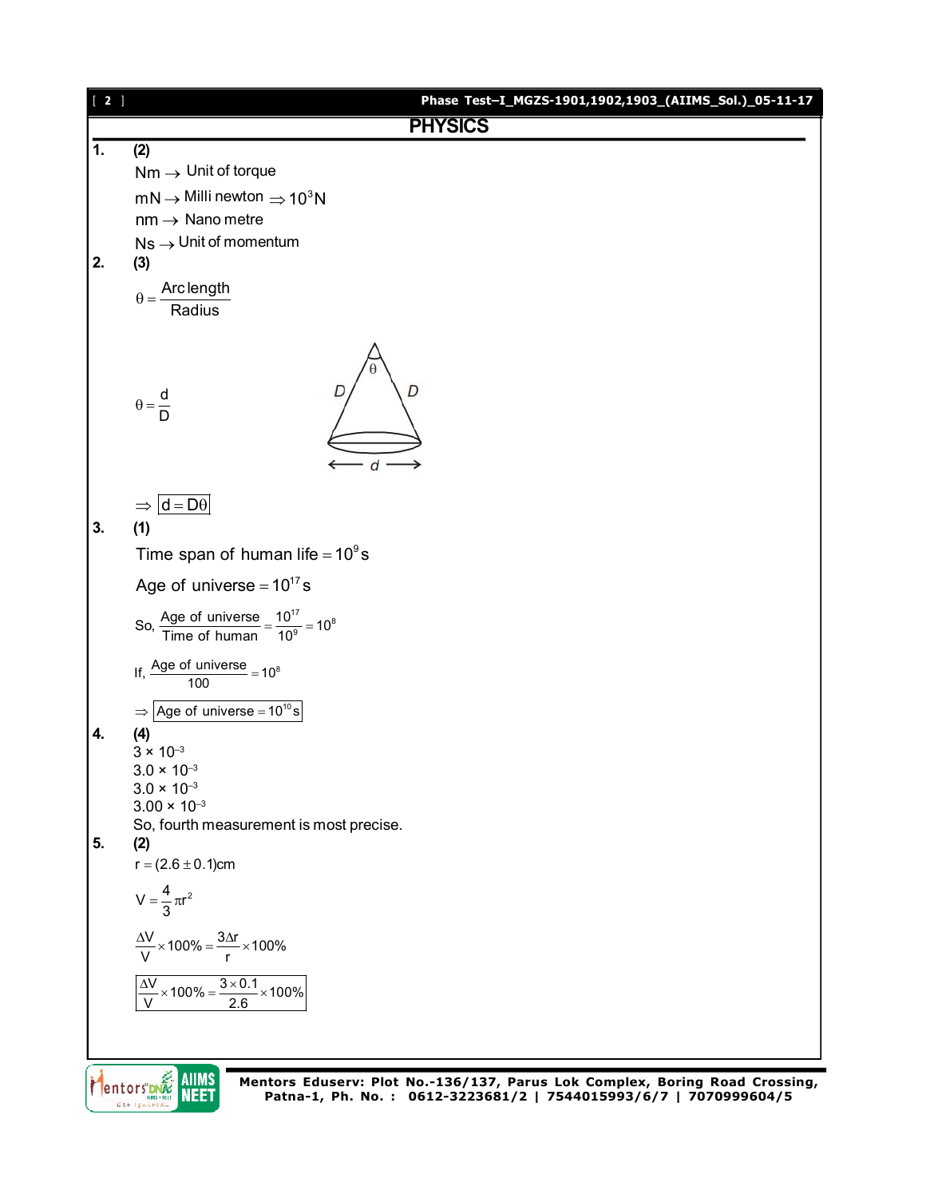## PHYSICS

**1.** **(2)**

$Nm \rightarrow$ Unit of torque

$mN \rightarrow$ Milli newton $\Rightarrow 10^3 N$

$nm \rightarrow$ Nano metre

$Ns \rightarrow$ Unit of momentum

**2.** **(3)**

$$\theta = \frac{\text{Arc length}}{\text{Radius}}$$

$$\theta = \frac{d}{D}$$

$$\Rightarrow \boxed{d = D\theta}$$

**3.** **(1)**

Time span of human life $= 10^9$ s

Age of universe $= 10^{17}$ s

So, $\frac{\text{Age of universe}}{\text{Time of human}} = \frac{10^{17}}{10^9} = 10^8$

If, $\frac{\text{Age of universe}}{100} = 10^8$

$\Rightarrow \boxed{\text{Age of universe} = 10^{10}\,\text{s}}$

**4.** **(4)**

$3 \times 10^{-3}$

$3.0 \times 10^{-3}$

$3.0 \times 10^{-3}$

$3.00 \times 10^{-3}$

So, fourth measurement is most precise.

**5.** **(2)**

$r = (2.6 \pm 0.1)$cm

$$V = \frac{4}{3}\pi r^2$$

$$\frac{\Delta V}{V} \times 100\% = \frac{3\Delta r}{r} \times 100\%$$

$$\boxed{\frac{\Delta V}{V} \times 100\% = \frac{3 \times 0.1}{2.6} \times 100\%}$$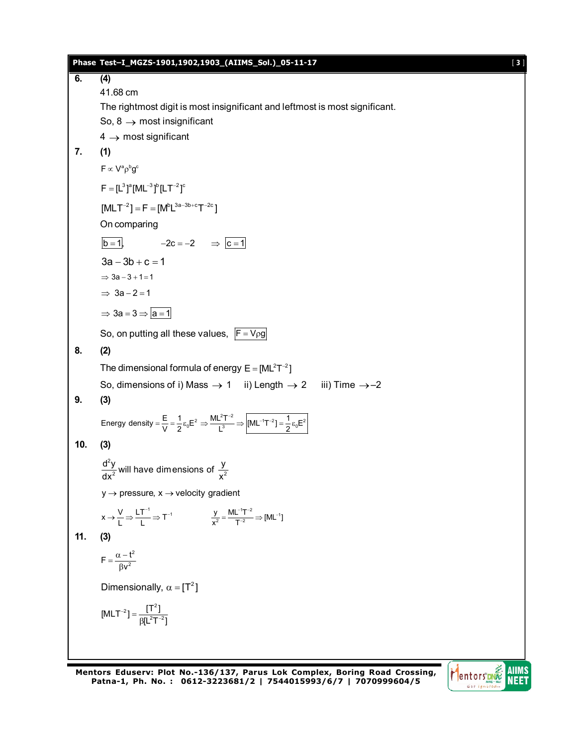**6. (4)**

41.68 cm

The rightmost digit is most insignificant and leftmost is most significant.

So, 8 $\rightarrow$ most insignificant

4 $\rightarrow$ most significant

**7. (1)**

$F \propto V^a \rho^b g^c$

$F = [L^3]^a [ML^{-3}]^b [LT^{-2}]^c$

$[MLT^{-2}] = F = [M^b L^{3a-3b+c} T^{-2c}]$

On comparing

$\boxed{b = 1}$, $\quad -2c = -2 \quad \Rightarrow \boxed{c = 1}$

$3a - 3b + c = 1$

$\Rightarrow 3a - 3 + 1 = 1$

$\Rightarrow 3a - 2 = 1$

$\Rightarrow 3a = 3 \Rightarrow \boxed{a = 1}$

So, on putting all these values, $\boxed{F = V\rho g}$

**8. (2)**

The dimensional formula of energy $E = [ML^2T^{-2}]$

So, dimensions of i) Mass $\rightarrow$ 1 ii) Length $\rightarrow$ 2 iii) Time $\rightarrow$ –2

**9. (3)**

$$\text{Energy density} = \frac{E}{V} = \frac{1}{2}\varepsilon_0 E^2 \Rightarrow \frac{ML^2T^{-2}}{L^3} \Rightarrow \boxed{[ML^{-1}T^{-2}] = \frac{1}{2}\varepsilon_0 E^2}$$

**10. (3)**

$\dfrac{d^2y}{dx^2}$ will have dimensions of $\dfrac{y}{x^2}$

$y \rightarrow$ pressure, $x \rightarrow$ velocity gradient

$$x \rightarrow \frac{V}{L} \Rightarrow \frac{LT^{-1}}{L} \Rightarrow T^{-1} \qquad \frac{y}{x^2} = \frac{ML^{-1}T^{-2}}{T^{-2}} \Rightarrow [ML^{-1}]$$

**11. (3)**

$$F = \frac{\alpha - t^2}{\beta v^2}$$

Dimensionally, $\alpha = [T^2]$

$$[MLT^{-2}] = \frac{[T^2]}{\beta [L^2T^{-2}]}$$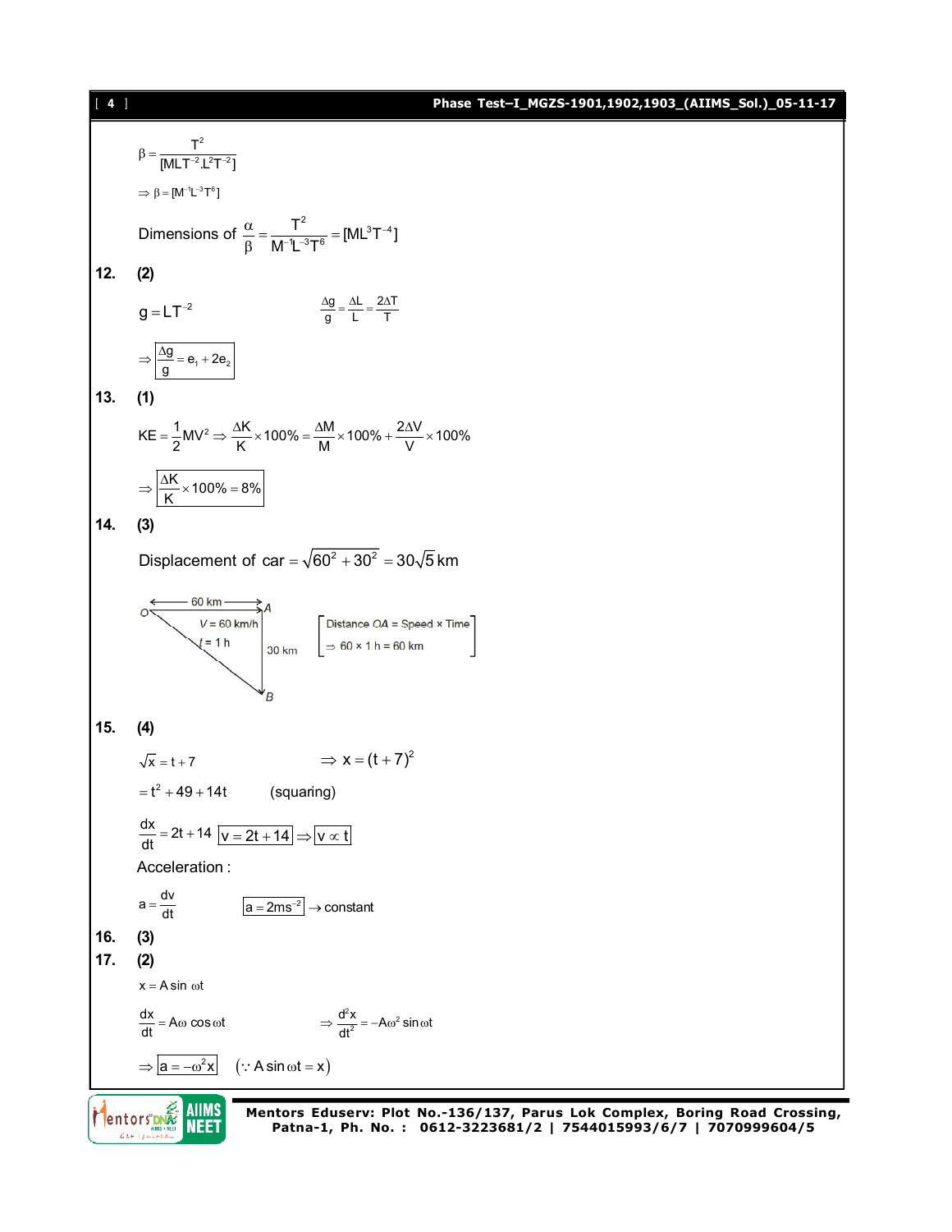$$\beta = \frac{T^2}{[MLT^{-2}.L^2T^{-2}]}$$

$$\Rightarrow \beta = [M^{-1}L^{-3}T^6]$$

Dimensions of $\dfrac{\alpha}{\beta} = \dfrac{T^2}{M^{-1}L^{-3}T^6} = [ML^3T^{-4}]$

**12. (2)**

$g = LT^{-2}$ $\qquad \dfrac{\Delta g}{g} = \dfrac{\Delta L}{L} = \dfrac{2\Delta T}{T}$

$$\Rightarrow \boxed{\frac{\Delta g}{g} = e_1 + 2e_2}$$

**13. (1)**

$$KE = \frac{1}{2}MV^2 \Rightarrow \frac{\Delta K}{K} \times 100\% = \frac{\Delta M}{M} \times 100\% + \frac{2\Delta V}{V} \times 100\%$$

$$\Rightarrow \boxed{\frac{\Delta K}{K} \times 100\% = 8\%}$$

**14. (3)**

Displacement of car $= \sqrt{60^2 + 30^2} = 30\sqrt{5}$ km

O —— 60 km —— A ; $V = 60$ km/h, $t = 1$ h ; AB = 30 km

[Distance OA = Speed × Time $\Rightarrow 60 \times 1$ h $= 60$ km]

**15. (4)**

$\sqrt{x} = t + 7$ $\qquad \Rightarrow x = (t+7)^2$

$= t^2 + 49 + 14t$ $\qquad$ (squaring)

$\dfrac{dx}{dt} = 2t + 14$ $\boxed{v = 2t + 14} \Rightarrow \boxed{v \propto t}$

Acceleration :

$a = \dfrac{dv}{dt}$ $\qquad \boxed{a = 2ms^{-2}} \rightarrow$ constant

**16. (3)**

**17. (2)**

$x = A\sin\omega t$

$\dfrac{dx}{dt} = A\omega\cos\omega t$ $\qquad \Rightarrow \dfrac{d^2x}{dt^2} = -A\omega^2\sin\omega t$

$\Rightarrow \boxed{a = -\omega^2 x}$ $\quad (\because A\sin\omega t = x)$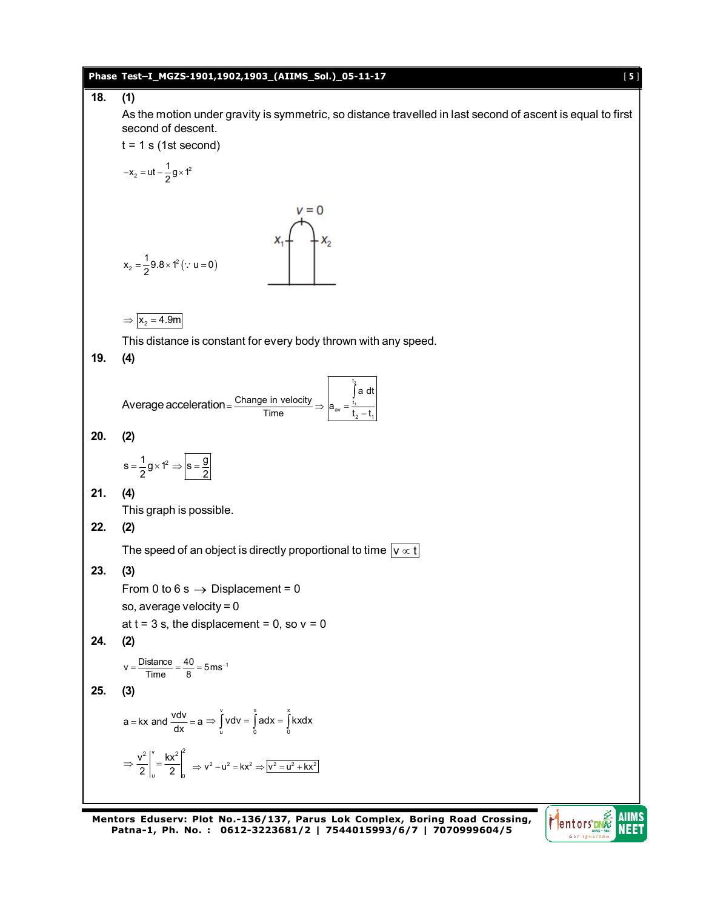**18. (1)**

As the motion under gravity is symmetric, so distance travelled in last second of ascent is equal to first second of descent.

t = 1 s (1st second)

$$-x_2 = ut - \frac{1}{2}g \times 1^2$$

$v = 0$

$X_1$ $X_2$

$$x_2 = \frac{1}{2}9.8 \times 1^2 \; (\because u = 0)$$

$$\Rightarrow \boxed{x_2 = 4.9\text{m}}$$

This distance is constant for every body thrown with any speed.

**19. (4)**

$$\text{Average acceleration} = \frac{\text{Change in velocity}}{\text{Time}} \Rightarrow \boxed{a_{av} = \frac{\int_{t_1}^{t_2} a\,dt}{t_2 - t_1}}$$

**20. (2)**

$$s = \frac{1}{2}g \times 1^2 \Rightarrow \boxed{s = \frac{g}{2}}$$

**21. (4)**

This graph is possible.

**22. (2)**

The speed of an object is directly proportional to time $\boxed{v \propto t}$

**23. (3)**

From 0 to 6 s $\rightarrow$ Displacement = 0

so, average velocity = 0

at t = 3 s, the displacement = 0, so v = 0

**24. (2)**

$$v = \frac{\text{Distance}}{\text{Time}} = \frac{40}{8} = 5\text{ms}^{-1}$$

**25. (3)**

$$a = kx \text{ and } \frac{vdv}{dx} = a \Rightarrow \int_u^v vdv = \int_0^x adx = \int_0^x kxdx$$

$$\Rightarrow \frac{v^2}{2}\Bigg|_u^v = \frac{kx^2}{2}\Bigg|_0^2 \Rightarrow v^2 - u^2 = kx^2 \Rightarrow \boxed{v^2 = u^2 + kx^2}$$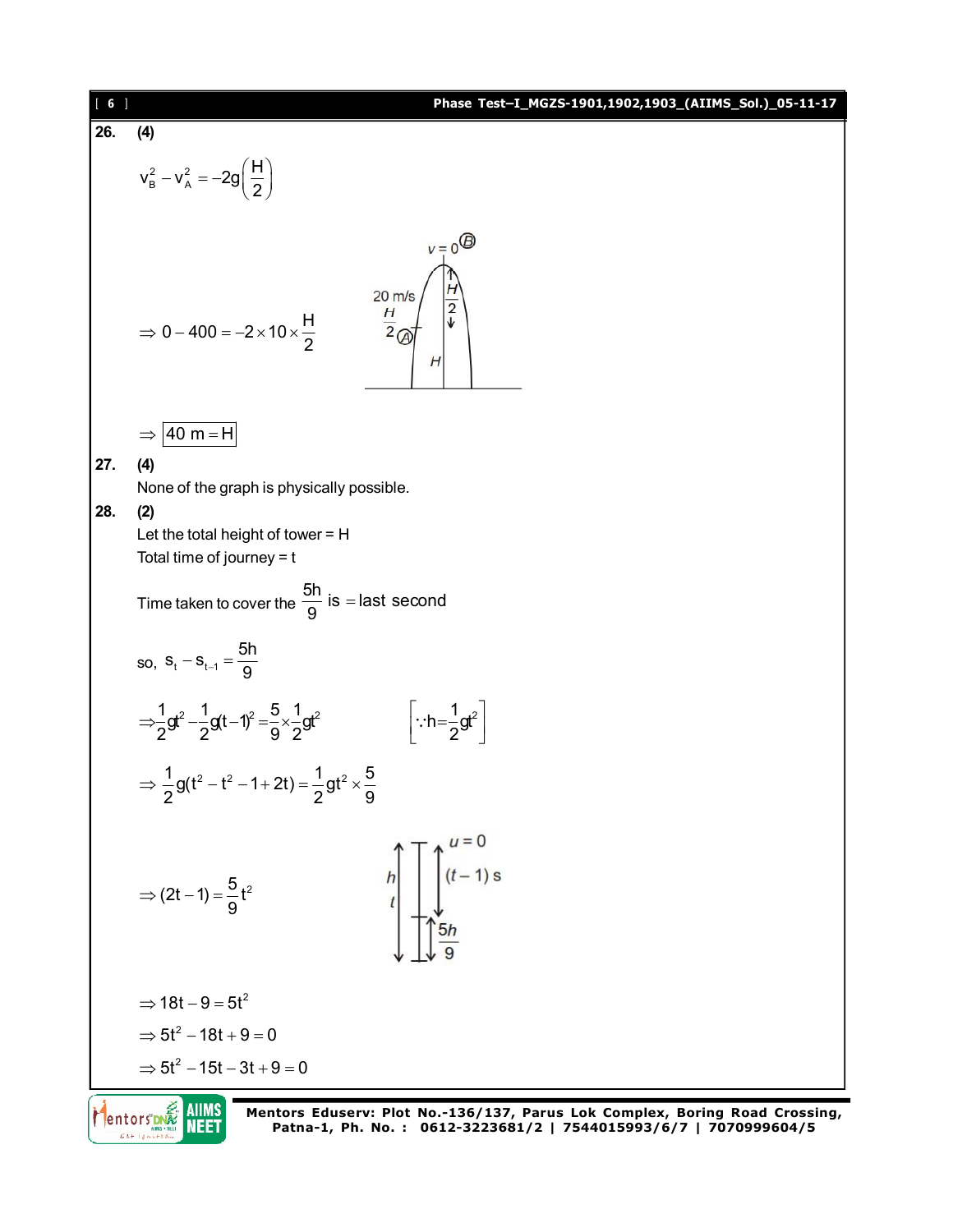**26.** **(4)**

$$v_B^2 - v_A^2 = -2g\left(\frac{H}{2}\right)$$

$$\Rightarrow 0 - 400 = -2 \times 10 \times \frac{H}{2}$$

$$\Rightarrow \boxed{40\text{ m} = H}$$

**27.** **(4)**

None of the graph is physically possible.

**28.** **(2)**

Let the total height of tower = H

Total time of journey = t

Time taken to cover the $\frac{5h}{9}$ is = last second

so, $s_t - s_{t-1} = \frac{5h}{9}$

$$\Rightarrow \frac{1}{2}gt^2 - \frac{1}{2}g(t-1)^2 = \frac{5}{9} \times \frac{1}{2}gt^2 \qquad \left[\because h = \frac{1}{2}gt^2\right]$$

$$\Rightarrow \frac{1}{2}g(t^2 - t^2 - 1 + 2t) = \frac{1}{2}gt^2 \times \frac{5}{9}$$

$$\Rightarrow (2t-1) = \frac{5}{9}t^2$$

$$\Rightarrow 18t - 9 = 5t^2$$

$$\Rightarrow 5t^2 - 18t + 9 = 0$$

$$\Rightarrow 5t^2 - 15t - 3t + 9 = 0$$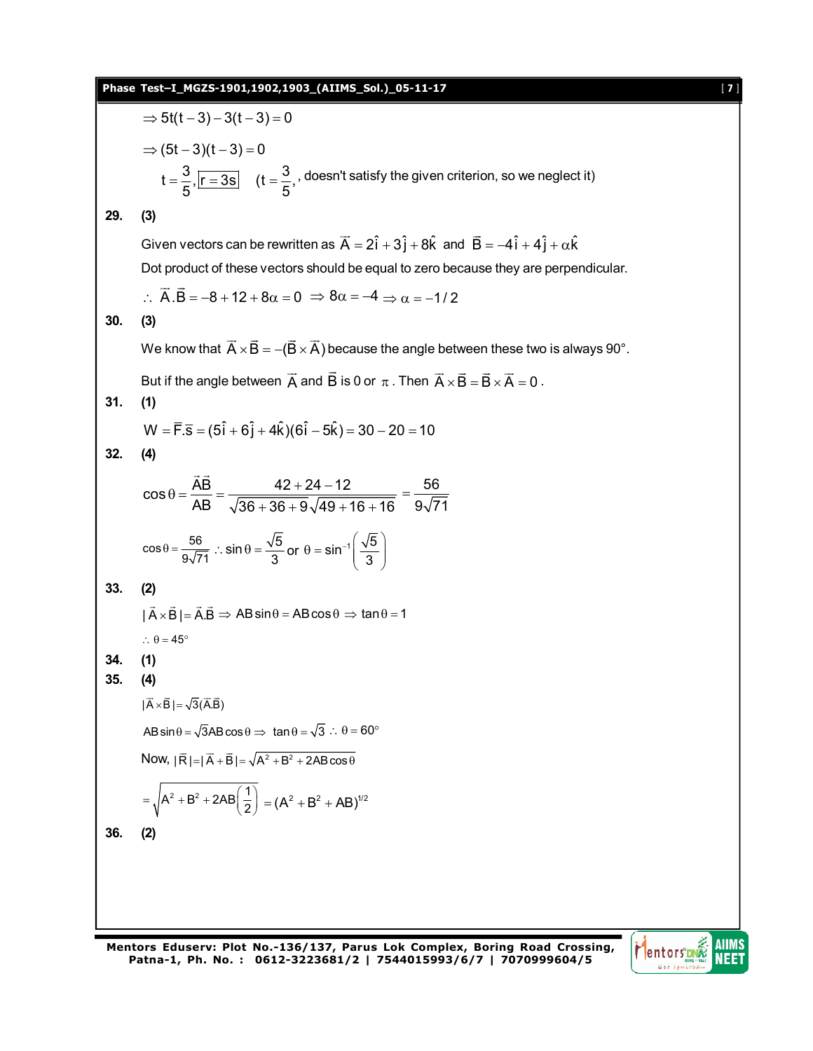$\Rightarrow 5t(t-3) - 3(t-3) = 0$

$\Rightarrow (5t-3)(t-3) = 0$

$t = \frac{3}{5}, \boxed{r = 3s}$ $\quad$ ($t = \frac{3}{5}$, , doesn't satisfy the given criterion, so we neglect it)

**29. (3)**

Given vectors can be rewritten as $\vec{A} = 2\hat{i} + 3\hat{j} + 8\hat{k}$ and $\vec{B} = -4\hat{i} + 4\hat{j} + \alpha\hat{k}$

Dot product of these vectors should be equal to zero because they are perpendicular.

$\therefore\ \vec{A}.\vec{B} = -8 + 12 + 8\alpha = 0 \Rightarrow 8\alpha = -4 \Rightarrow \alpha = -1/2$

**30. (3)**

We know that $\vec{A} \times \vec{B} = -(\vec{B} \times \vec{A})$ because the angle between these two is always 90°.

But if the angle between $\vec{A}$ and $\vec{B}$ is 0 or $\pi$. Then $\vec{A} \times \vec{B} = \vec{B} \times \vec{A} = 0$.

**31. (1)**

$W = \vec{F}.\vec{s} = (5\hat{i} + 6\hat{j} + 4\hat{k})(6\hat{i} - 5\hat{k}) = 30 - 20 = 10$

**32. (4)**

$$\cos\theta = \frac{\vec{A}\vec{B}}{AB} = \frac{42 + 24 - 12}{\sqrt{36+36+9}\sqrt{49+16+16}} = \frac{56}{9\sqrt{71}}$$

$$\cos\theta = \frac{56}{9\sqrt{71}}\ \therefore \sin\theta = \frac{\sqrt{5}}{3} \text{ or } \theta = \sin^{-1}\left(\frac{\sqrt{5}}{3}\right)$$

**33. (2)**

$|\vec{A} \times \vec{B}| = \vec{A}.\vec{B} \Rightarrow AB\sin\theta = AB\cos\theta \Rightarrow \tan\theta = 1$

$\therefore\ \theta = 45°$

**34. (1)**

**35. (4)**

$|\vec{A} \times \vec{B}| = \sqrt{3}(\vec{A}.\vec{B})$

$AB\sin\theta = \sqrt{3}AB\cos\theta \Rightarrow\ \tan\theta = \sqrt{3}\ \therefore\ \theta = 60°$

Now, $|\vec{R}| = |\vec{A} + \vec{B}| = \sqrt{A^2 + B^2 + 2AB\cos\theta}$

$$= \sqrt{A^2 + B^2 + 2AB\left(\frac{1}{2}\right)} = (A^2 + B^2 + AB)^{1/2}$$

**36. (2)**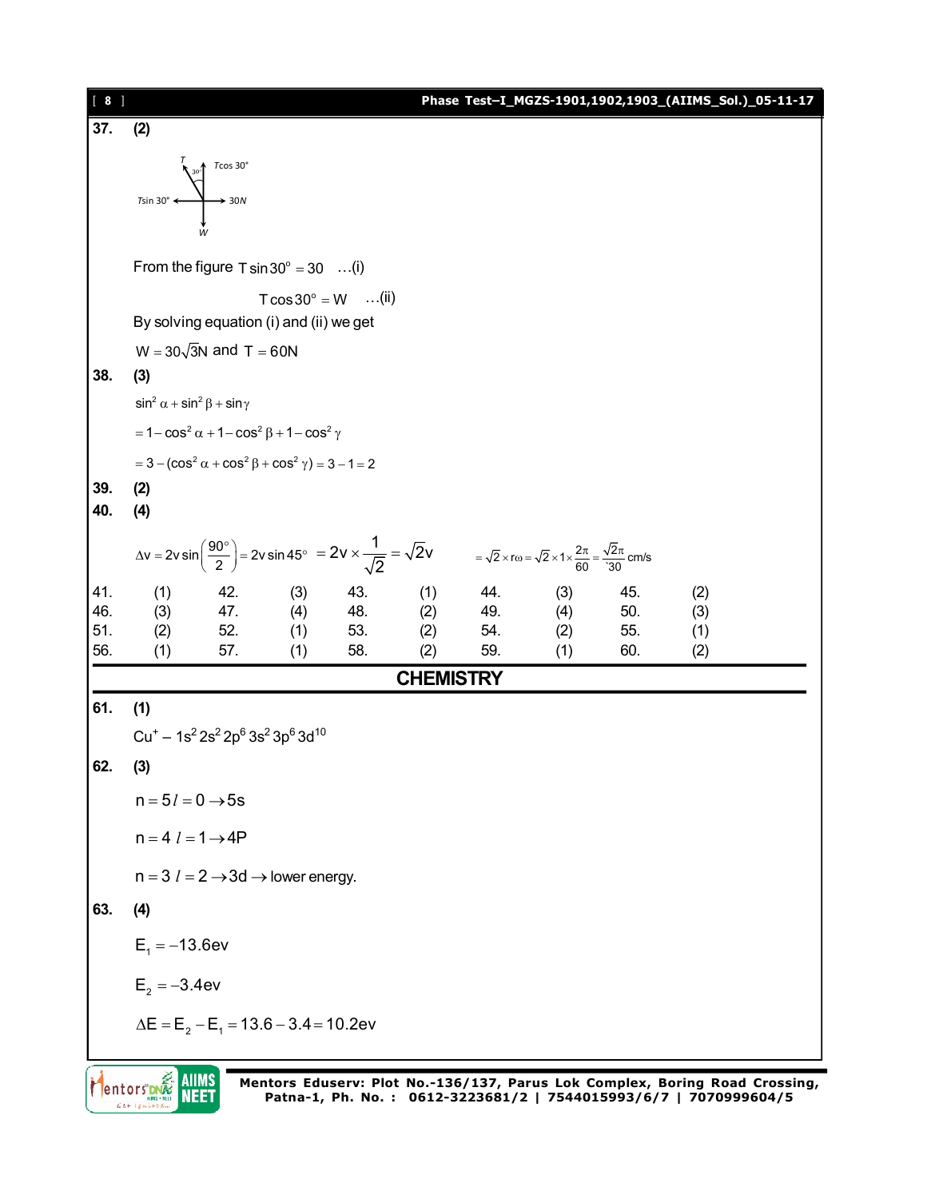**37.** **(2)**

From the figure $T\sin 30^\circ = 30 \quad \ldots(i)$

$T\cos 30^\circ = W \quad \ldots(ii)$

By solving equation (i) and (ii) we get

$W = 30\sqrt{3}N$ and $T = 60N$

**38.** **(3)**

$\sin^2\alpha + \sin^2\beta + \sin\gamma$

$= 1 - \cos^2\alpha + 1 - \cos^2\beta + 1 - \cos^2\gamma$

$= 3 - (\cos^2\alpha + \cos^2\beta + \cos^2\gamma) = 3 - 1 = 2$

**39.** **(2)**

**40.** **(4)**

$\Delta v = 2v\sin\left(\frac{90^\circ}{2}\right) = 2v\sin 45^\circ = 2v \times \frac{1}{\sqrt{2}} = \sqrt{2}v \quad = \sqrt{2} \times r\omega = \sqrt{2} \times 1 \times \frac{2\pi}{60} = \frac{\sqrt{2}\pi}{30}$ cm/s

| | | | | | | | | | |
|---|---|---|---|---|---|---|---|---|---|
| 41. | (1) | 42. | (3) | 43. | (1) | 44. | (3) | 45. | (2) |
| 46. | (3) | 47. | (4) | 48. | (2) | 49. | (4) | 50. | (3) |
| 51. | (2) | 52. | (1) | 53. | (2) | 54. | (2) | 55. | (1) |
| 56. | (1) | 57. | (1) | 58. | (2) | 59. | (1) | 60. | (2) |

## CHEMISTRY

**61.** **(1)**

$Cu^+ - 1s^2 2s^2 2p^6 3s^2 3p^6 3d^{10}$

**62.** **(3)**

$n = 5\, l = 0 \rightarrow 5s$

$n = 4\ l = 1 \rightarrow 4P$

$n = 3\ l = 2 \rightarrow 3d \rightarrow$ lower energy.

**63.** **(4)**

$E_1 = -13.6ev$

$E_2 = -3.4ev$

$\Delta E = E_2 - E_1 = 13.6 - 3.4 = 10.2ev$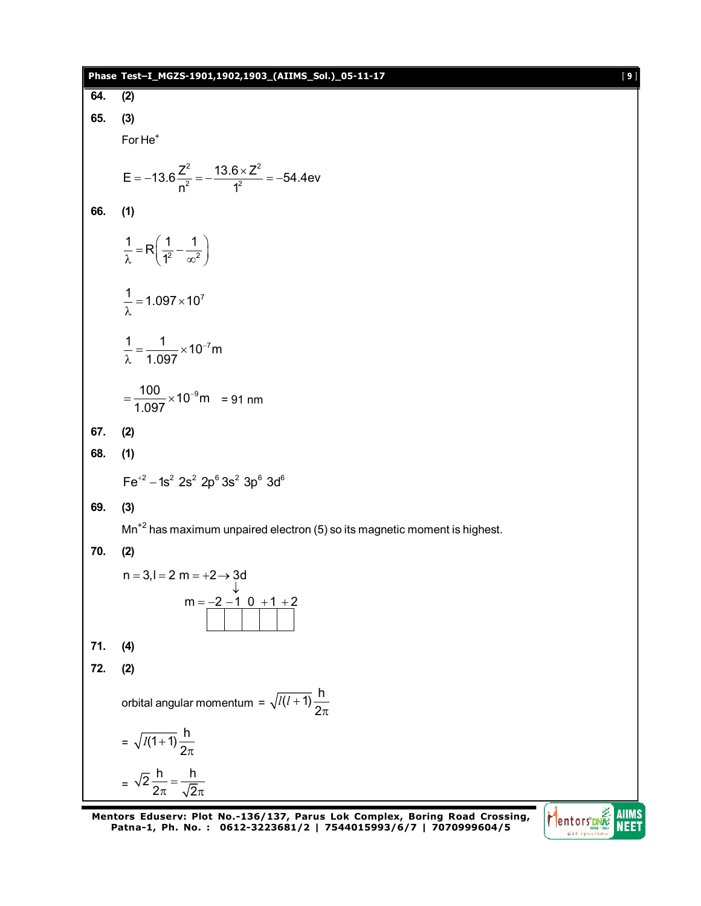**64.** **(2)**

**65.** **(3)**

For $He^+$

$$E = -13.6\frac{Z^2}{n^2} = -\frac{13.6 \times Z^2}{1^2} = -54.4\text{ev}$$

**66.** **(1)**

$$\frac{1}{\lambda} = R\left(\frac{1}{1^2} - \frac{1}{\infty^2}\right)$$

$$\frac{1}{\lambda} = 1.097 \times 10^7$$

$$\frac{1}{\lambda} = \frac{1}{1.097} \times 10^{-7}\text{m}$$

$$= \frac{100}{1.097} \times 10^{-9}\text{m} \quad = 91 \text{ nm}$$

**67.** **(2)**

**68.** **(1)**

$$Fe^{+2} - 1s^2\ 2s^2\ 2p^6\ 3s^2\ 3p^6\ 3d^6$$

**69.** **(3)**

$Mn^{+2}$ has maximum unpaired electron (5) so its magnetic moment is highest.

**70.** **(2)**

$$n = 3, l = 2\ m = +2 \rightarrow 3d$$

$$m = -2\ -1\ 0\ +1\ +2$$

| | | | | |
|---|---|---|---|---|
| | | | | |

**71.** **(4)**

**72.** **(2)**

orbital angular momentum $= \sqrt{l(l+1)}\dfrac{h}{2\pi}$

$= \sqrt{l(1+1)}\dfrac{h}{2\pi}$

$= \sqrt{2}\dfrac{h}{2\pi} = \dfrac{h}{\sqrt{2}\pi}$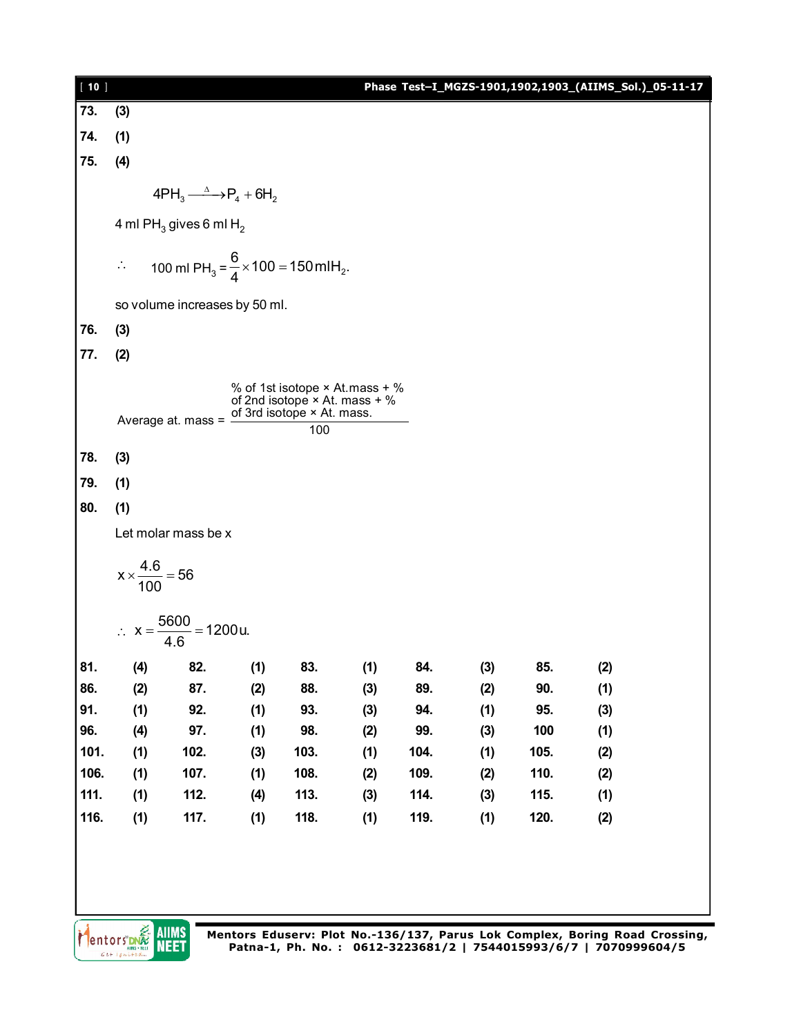**73.** **(3)**

**74.** **(1)**

**75.** **(4)**

$$4PH_3 \xrightarrow{\Delta} P_4 + 6H_2$$

4 ml $PH_3$ gives 6 ml $H_2$

$$\therefore \quad 100 \text{ ml } PH_3 = \frac{6}{4} \times 100 = 150 \text{ ml} H_2.$$

so volume increases by 50 ml.

**76.** **(3)**

**77.** **(2)**

$$\text{Average at. mass} = \frac{\text{\% of 1st isotope} \times \text{At.mass} + \text{\% of 2nd isotope} \times \text{At. mass} + \text{\% of 3rd isotope} \times \text{At. mass.}}{100}$$

**78.** **(3)**

**79.** **(1)**

**80.** **(1)**

Let molar mass be x

$$x \times \frac{4.6}{100} = 56$$

$$\therefore \ x = \frac{5600}{4.6} = 1200 \text{u}.$$

| | | | | | | | | | |
|---|---|---|---|---|---|---|---|---|---|
| **81.** | **(4)** | **82.** | **(1)** | **83.** | **(1)** | **84.** | **(3)** | **85.** | **(2)** |
| **86.** | **(2)** | **87.** | **(2)** | **88.** | **(3)** | **89.** | **(2)** | **90.** | **(1)** |
| **91.** | **(1)** | **92.** | **(1)** | **93.** | **(3)** | **94.** | **(1)** | **95.** | **(3)** |
| **96.** | **(4)** | **97.** | **(1)** | **98.** | **(2)** | **99.** | **(3)** | **100** | **(1)** |
| **101.** | **(1)** | **102.** | **(3)** | **103.** | **(1)** | **104.** | **(1)** | **105.** | **(2)** |
| **106.** | **(1)** | **107.** | **(1)** | **108.** | **(2)** | **109.** | **(2)** | **110.** | **(2)** |
| **111.** | **(1)** | **112.** | **(4)** | **113.** | **(3)** | **114.** | **(3)** | **115.** | **(1)** |
| **116.** | **(1)** | **117.** | **(1)** | **118.** | **(1)** | **119.** | **(1)** | **120.** | **(2)** |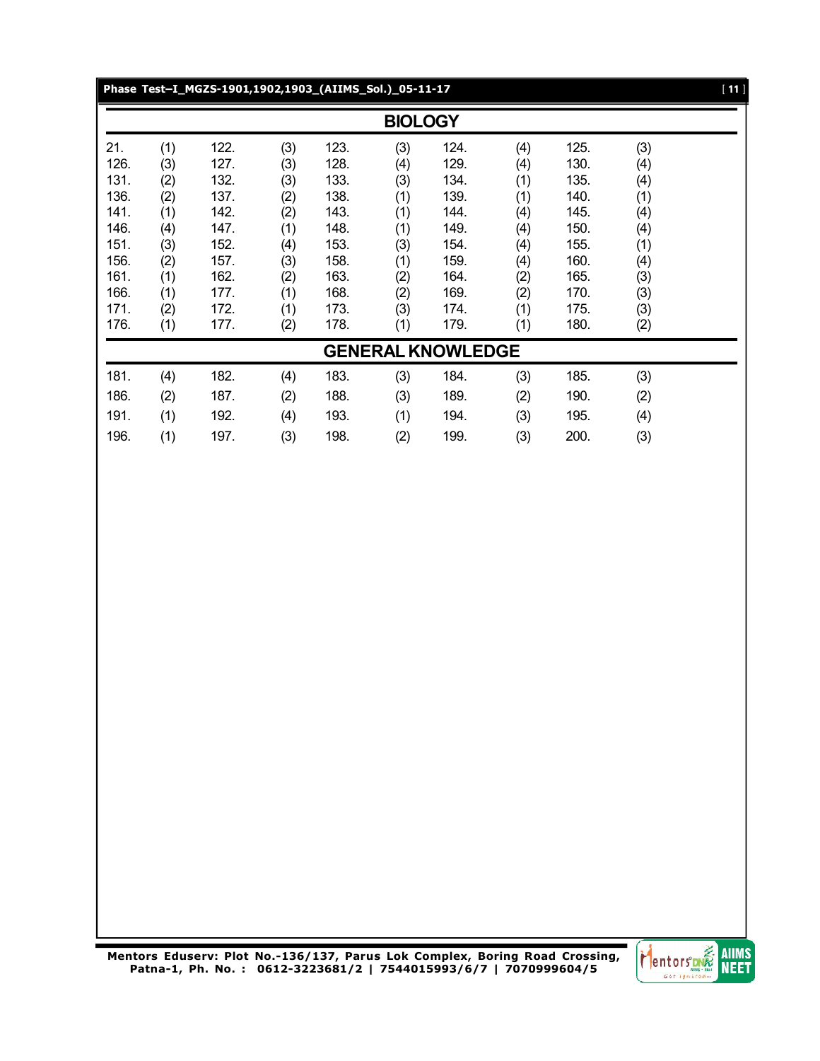## BIOLOGY

| | | | | | | | | | |
|---|---|---|---|---|---|---|---|---|---|
| 21. | (1) | 122. | (3) | 123. | (3) | 124. | (4) | 125. | (3) |
| 126. | (3) | 127. | (3) | 128. | (4) | 129. | (4) | 130. | (4) |
| 131. | (2) | 132. | (3) | 133. | (3) | 134. | (1) | 135. | (4) |
| 136. | (2) | 137. | (2) | 138. | (1) | 139. | (1) | 140. | (1) |
| 141. | (1) | 142. | (2) | 143. | (1) | 144. | (4) | 145. | (4) |
| 146. | (4) | 147. | (1) | 148. | (1) | 149. | (4) | 150. | (4) |
| 151. | (3) | 152. | (4) | 153. | (3) | 154. | (4) | 155. | (1) |
| 156. | (2) | 157. | (3) | 158. | (1) | 159. | (4) | 160. | (4) |
| 161. | (1) | 162. | (2) | 163. | (2) | 164. | (2) | 165. | (3) |
| 166. | (1) | 177. | (1) | 168. | (2) | 169. | (2) | 170. | (3) |
| 171. | (2) | 172. | (1) | 173. | (3) | 174. | (1) | 175. | (3) |
| 176. | (1) | 177. | (2) | 178. | (1) | 179. | (1) | 180. | (2) |

## GENERAL KNOWLEDGE

| | | | | | | | | | |
|---|---|---|---|---|---|---|---|---|---|
| 181. | (4) | 182. | (4) | 183. | (3) | 184. | (3) | 185. | (3) |
| 186. | (2) | 187. | (2) | 188. | (3) | 189. | (2) | 190. | (2) |
| 191. | (1) | 192. | (4) | 193. | (1) | 194. | (3) | 195. | (4) |
| 196. | (1) | 197. | (3) | 198. | (2) | 199. | (3) | 200. | (3) |